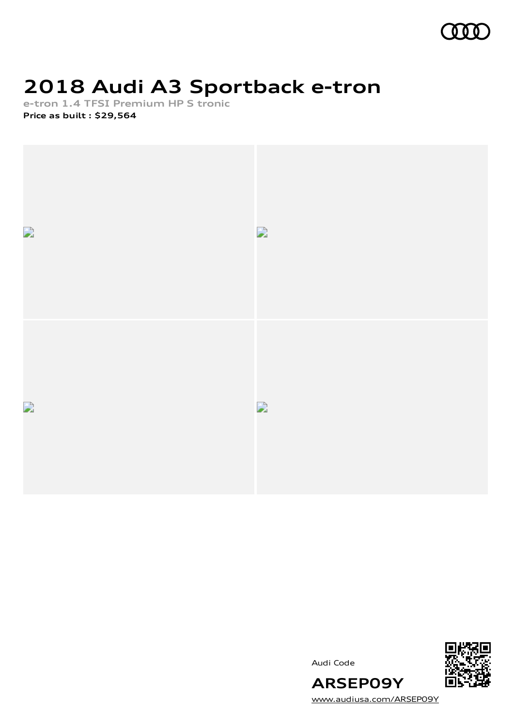# 2018 Audi A3 Sportback e-tron

**e-tron 1.4 TFSI Premium HP S tronic**

**Price as built : $29,564**

Audi Code

**ARSEP09Y**

www.audiusa.com/ARSEP09Y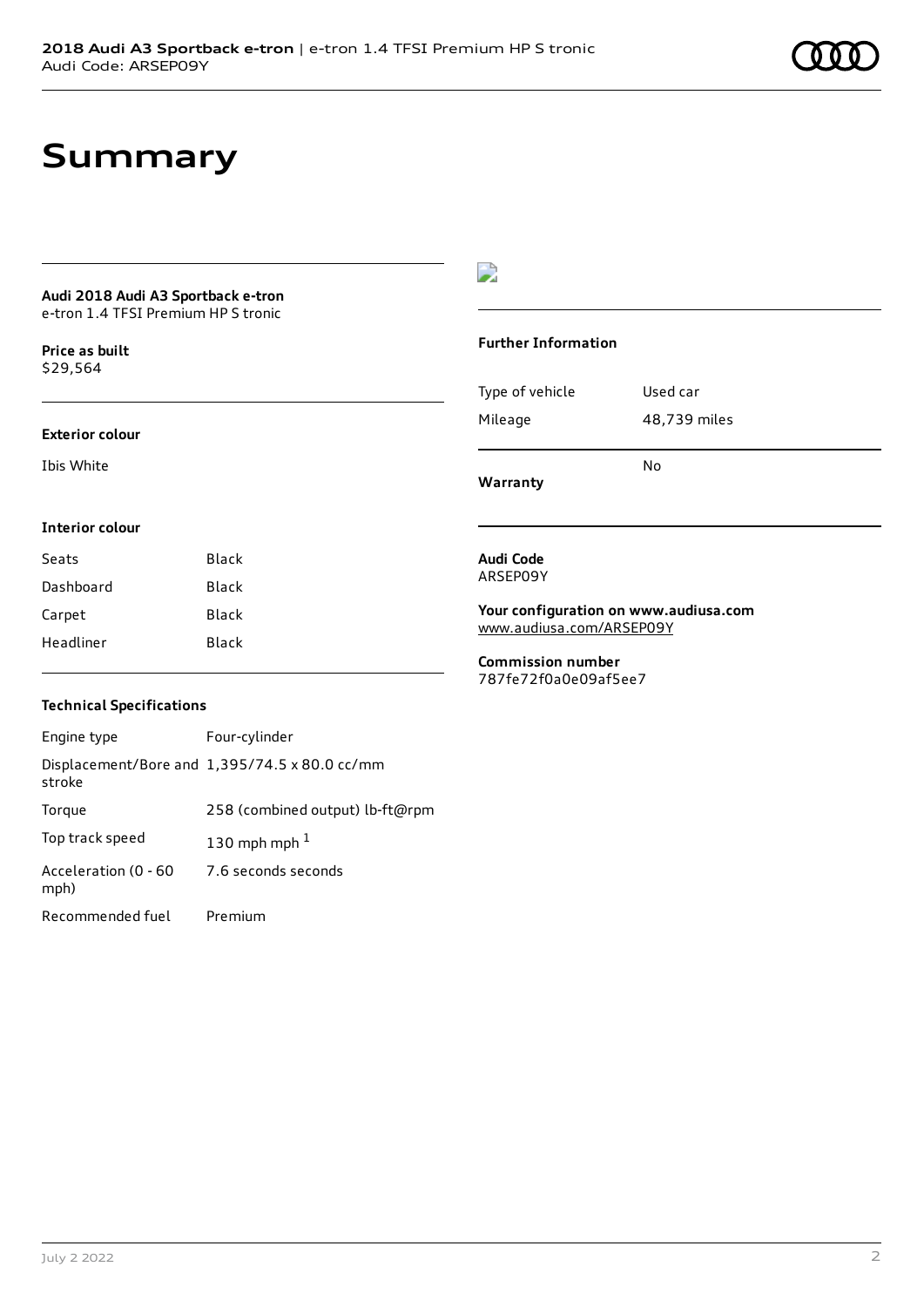# Summary

**Audi 2018 Audi A3 Sportback e-tron**
e-tron 1.4 TFSI Premium HP S tronic

**Price as built**
$29,564

**Exterior colour**

Ibis White

**Interior colour**

| | |
|---|---|
| Seats | Black |
| Dashboard | Black |
| Carpet | Black |
| Headliner | Black |

**Technical Specifications**

| | |
|---|---|
| Engine type | Four-cylinder |
| Displacement/Bore and stroke | 1,395/74.5 x 80.0 cc/mm |
| Torque | 258 (combined output) lb-ft@rpm |
| Top track speed | 130 mph mph [1] |
| Acceleration (0 - 60 mph) | 7.6 seconds seconds |
| Recommended fuel | Premium |

**Further Information**

| | |
|---|---|
| Type of vehicle | Used car |
| Mileage | 48,739 miles |
| **Warranty** | No |

**Audi Code**
ARSEP09Y

**Your configuration on www.audiusa.com**
www.audiusa.com/ARSEP09Y

**Commission number**
787fe72f0a0e09af5ee7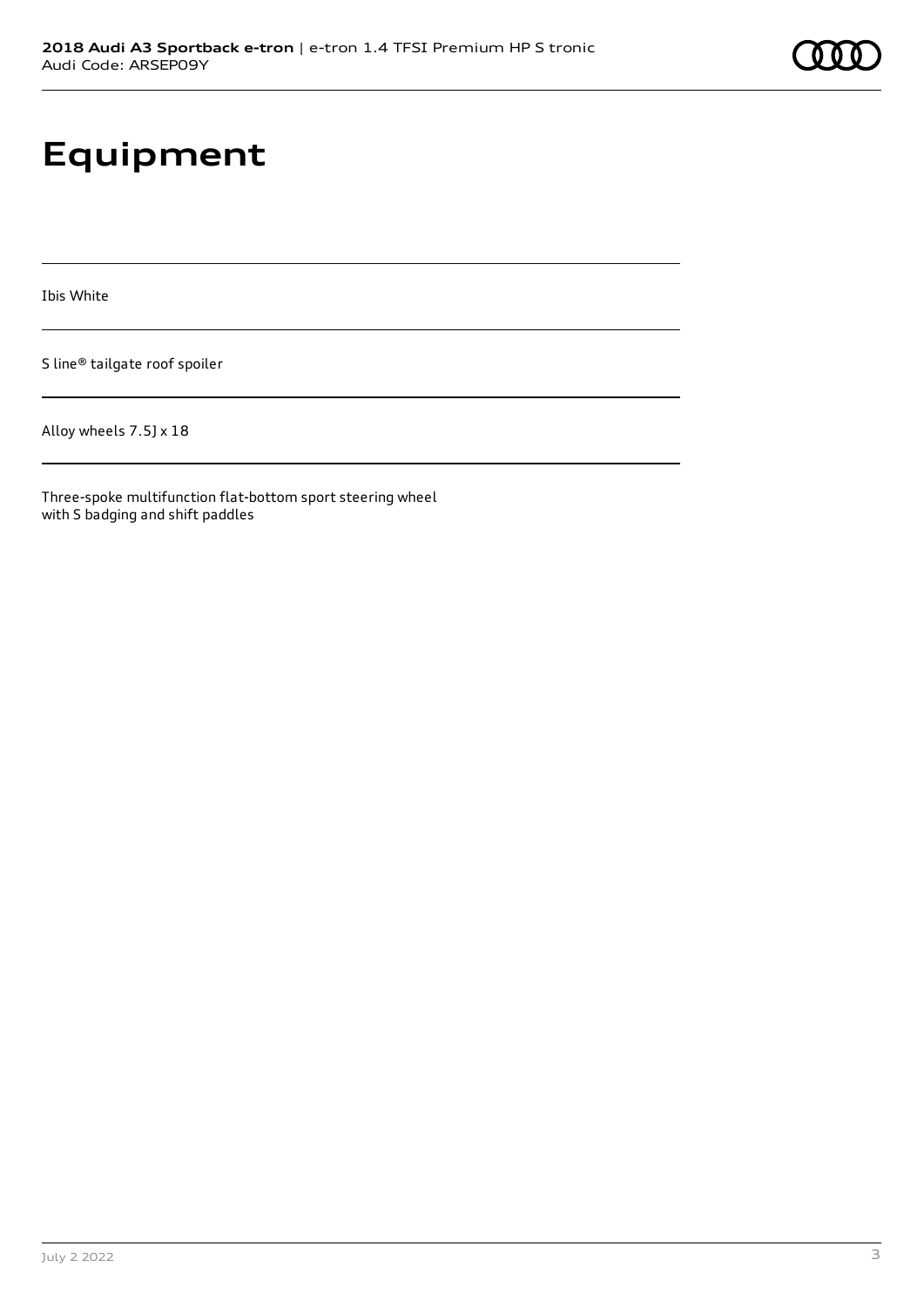# Equipment

Ibis White

S line® tailgate roof spoiler

Alloy wheels 7.5J x 18

Three-spoke multifunction flat-bottom sport steering wheel with S badging and shift paddles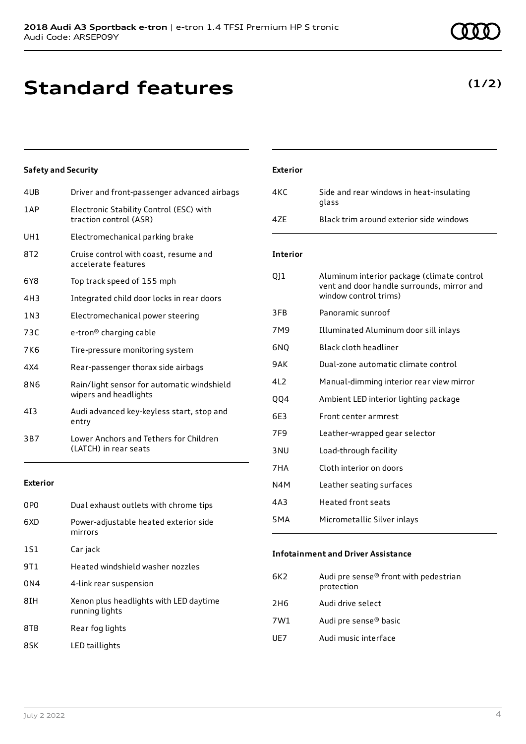# Standard features

**(1/2)**

### Safety and Security

| | |
|---|---|
| 4UB | Driver and front-passenger advanced airbags |
| 1AP | Electronic Stability Control (ESC) with traction control (ASR) |
| UH1 | Electromechanical parking brake |
| 8T2 | Cruise control with coast, resume and accelerate features |
| 6Y8 | Top track speed of 155 mph |
| 4H3 | Integrated child door locks in rear doors |
| 1N3 | Electromechanical power steering |
| 73C | e-tron® charging cable |
| 7K6 | Tire-pressure monitoring system |
| 4X4 | Rear-passenger thorax side airbags |
| 8N6 | Rain/light sensor for automatic windshield wipers and headlights |
| 4I3 | Audi advanced key-keyless start, stop and entry |
| 3B7 | Lower Anchors and Tethers for Children (LATCH) in rear seats |

### Exterior

| | |
|---|---|
| 0P0 | Dual exhaust outlets with chrome tips |
| 6XD | Power-adjustable heated exterior side mirrors |
| 1S1 | Car jack |
| 9T1 | Heated windshield washer nozzles |
| 0N4 | 4-link rear suspension |
| 8IH | Xenon plus headlights with LED daytime running lights |
| 8TB | Rear fog lights |
| 8SK | LED taillights |
| 4KC | Side and rear windows in heat-insulating glass |
| 4ZE | Black trim around exterior side windows |

### Interior

| | |
|---|---|
| QJ1 | Aluminum interior package (climate control vent and door handle surrounds, mirror and window control trims) |
| 3FB | Panoramic sunroof |
| 7M9 | Illuminated Aluminum door sill inlays |
| 6NQ | Black cloth headliner |
| 9AK | Dual-zone automatic climate control |
| 4L2 | Manual-dimming interior rear view mirror |
| QQ4 | Ambient LED interior lighting package |
| 6E3 | Front center armrest |
| 7F9 | Leather-wrapped gear selector |
| 3NU | Load-through facility |
| 7HA | Cloth interior on doors |
| N4M | Leather seating surfaces |
| 4A3 | Heated front seats |
| 5MA | Micrometallic Silver inlays |

### Infotainment and Driver Assistance

| | |
|---|---|
| 6K2 | Audi pre sense® front with pedestrian protection |
| 2H6 | Audi drive select |
| 7W1 | Audi pre sense® basic |
| UE7 | Audi music interface |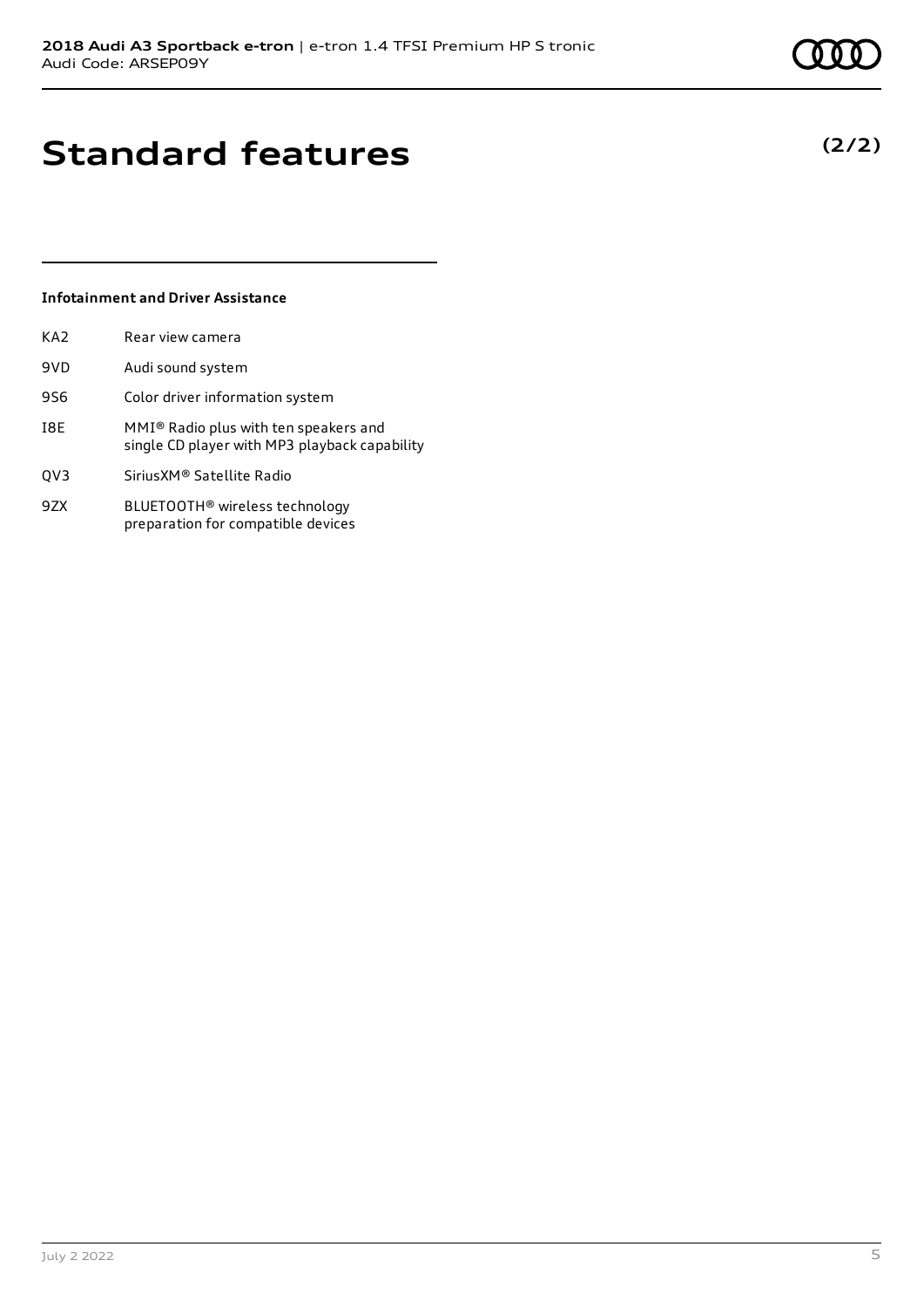# Standard features

**(2/2)**

### Infotainment and Driver Assistance

| | |
|---|---|
| KA2 | Rear view camera |
| 9VD | Audi sound system |
| 9S6 | Color driver information system |
| I8E | MMI® Radio plus with ten speakers and single CD player with MP3 playback capability |
| QV3 | SiriusXM® Satellite Radio |
| 9ZX | BLUETOOTH® wireless technology preparation for compatible devices |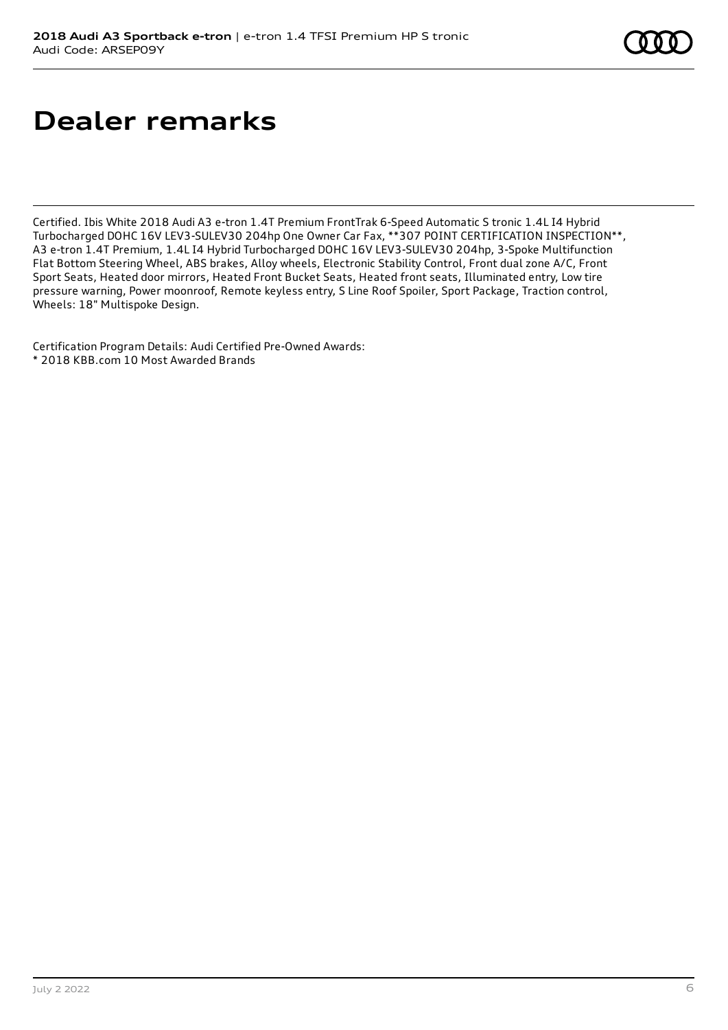# Dealer remarks

Certified. Ibis White 2018 Audi A3 e-tron 1.4T Premium FrontTrak 6-Speed Automatic S tronic 1.4L I4 Hybrid Turbocharged DOHC 16V LEV3-SULEV30 204hp One Owner Car Fax, **307 POINT CERTIFICATION INSPECTION**, A3 e-tron 1.4T Premium, 1.4L I4 Hybrid Turbocharged DOHC 16V LEV3-SULEV30 204hp, 3-Spoke Multifunction Flat Bottom Steering Wheel, ABS brakes, Alloy wheels, Electronic Stability Control, Front dual zone A/C, Front Sport Seats, Heated door mirrors, Heated Front Bucket Seats, Heated front seats, Illuminated entry, Low tire pressure warning, Power moonroof, Remote keyless entry, S Line Roof Spoiler, Sport Package, Traction control, Wheels: 18" Multispoke Design.

Certification Program Details: Audi Certified Pre-Owned Awards:
* 2018 KBB.com 10 Most Awarded Brands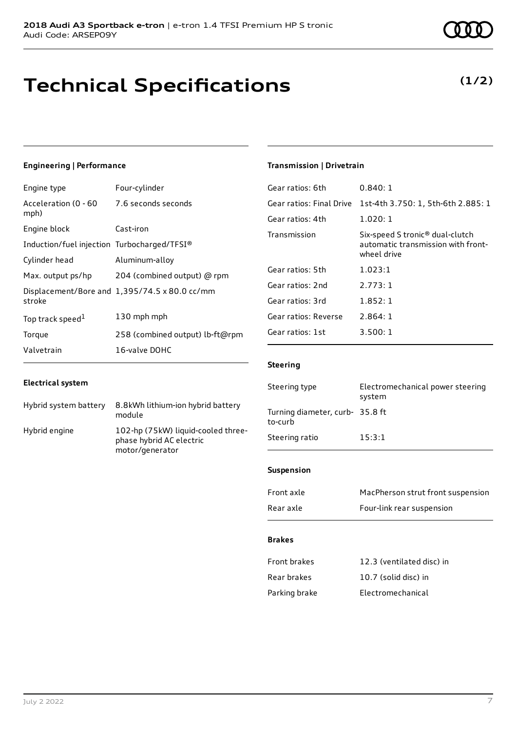# Technical Specifications

**(1/2)**

### Engineering | Performance

| | |
|---|---|
| Engine type | Four-cylinder |
| Acceleration (0 - 60 mph) | 7.6 seconds seconds |
| Engine block | Cast-iron |
| Induction/fuel injection | Turbocharged/TFSI® |
| Cylinder head | Aluminum-alloy |
| Max. output ps/hp | 204 (combined output) @ rpm |
| Displacement/Bore and stroke | 1,395/74.5 x 80.0 cc/mm |
| Top track speed[1] | 130 mph mph |
| Torque | 258 (combined output) lb-ft@rpm |
| Valvetrain | 16-valve DOHC |

### Electrical system

| | |
|---|---|
| Hybrid system battery | 8.8kWh lithium-ion hybrid battery module |
| Hybrid engine | 102-hp (75kW) liquid-cooled three-phase hybrid AC electric motor/generator |

### Transmission | Drivetrain

| | |
|---|---|
| Gear ratios: 6th | 0.840: 1 |
| Gear ratios: Final Drive | 1st-4th 3.750: 1, 5th-6th 2.885: 1 |
| Gear ratios: 4th | 1.020: 1 |
| Transmission | Six-speed S tronic® dual-clutch automatic transmission with front-wheel drive |
| Gear ratios: 5th | 1.023:1 |
| Gear ratios: 2nd | 2.773: 1 |
| Gear ratios: 3rd | 1.852: 1 |
| Gear ratios: Reverse | 2.864: 1 |
| Gear ratios: 1st | 3.500: 1 |

### Steering

| | |
|---|---|
| Steering type | Electromechanical power steering system |
| Turning diameter, curb-to-curb | 35.8 ft |
| Steering ratio | 15:3:1 |

### Suspension

| | |
|---|---|
| Front axle | MacPherson strut front suspension |
| Rear axle | Four-link rear suspension |

### Brakes

| | |
|---|---|
| Front brakes | 12.3 (ventilated disc) in |
| Rear brakes | 10.7 (solid disc) in |
| Parking brake | Electromechanical |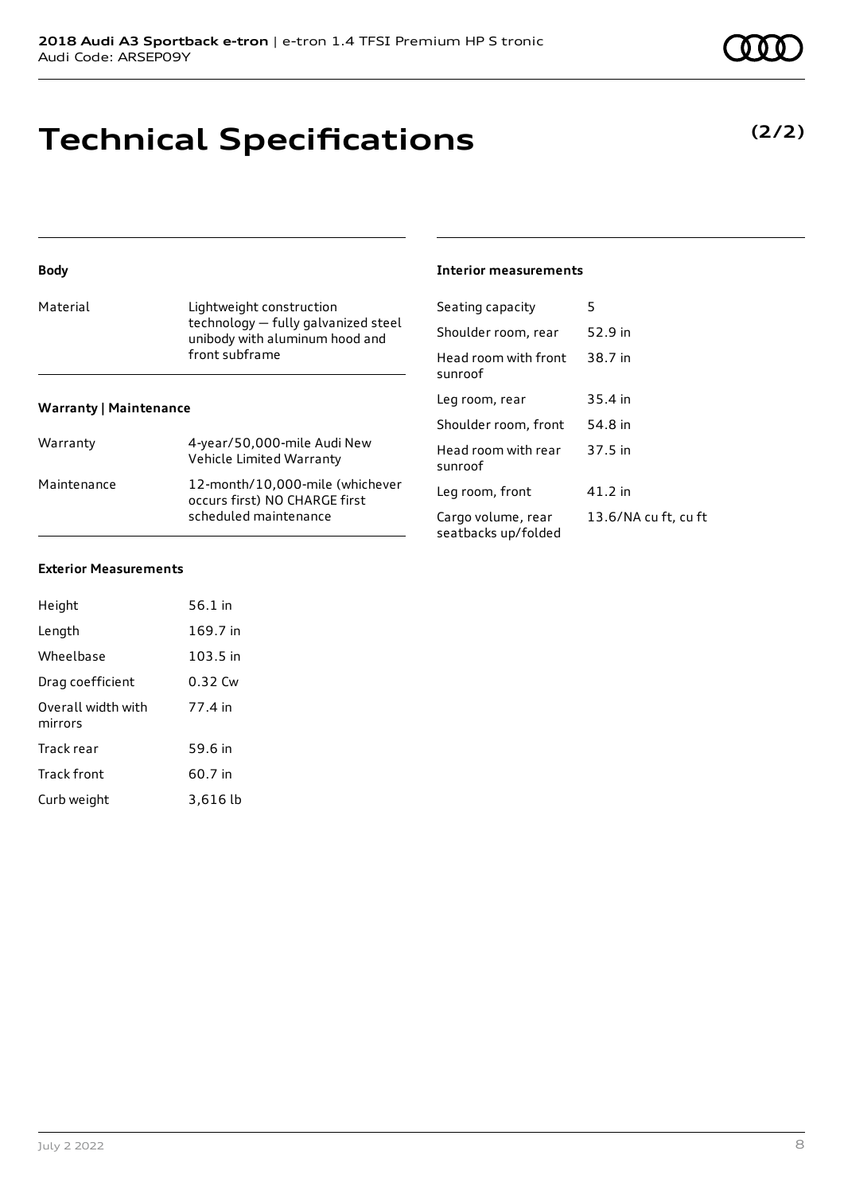# Technical Specifications

**(2/2)**

### Body

| | |
|---|---|
| Material | Lightweight construction technology — fully galvanized steel unibody with aluminum hood and front subframe |

### Warranty | Maintenance

| | |
|---|---|
| Warranty | 4-year/50,000-mile Audi New Vehicle Limited Warranty |
| Maintenance | 12-month/10,000-mile (whichever occurs first) NO CHARGE first scheduled maintenance |

### Exterior Measurements

| | |
|---|---|
| Height | 56.1 in |
| Length | 169.7 in |
| Wheelbase | 103.5 in |
| Drag coefficient | 0.32 Cw |
| Overall width with mirrors | 77.4 in |
| Track rear | 59.6 in |
| Track front | 60.7 in |
| Curb weight | 3,616 lb |

### Interior measurements

| | |
|---|---|
| Seating capacity | 5 |
| Shoulder room, rear | 52.9 in |
| Head room with front sunroof | 38.7 in |
| Leg room, rear | 35.4 in |
| Shoulder room, front | 54.8 in |
| Head room with rear sunroof | 37.5 in |
| Leg room, front | 41.2 in |
| Cargo volume, rear seatbacks up/folded | 13.6/NA cu ft, cu ft |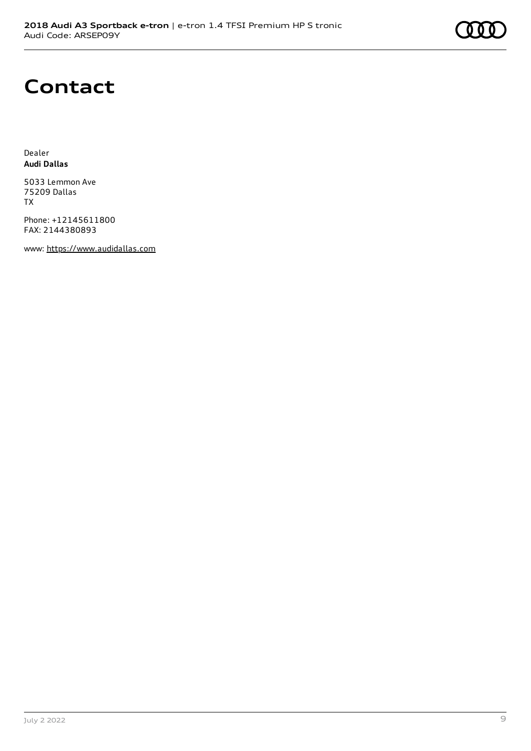# Contact

Dealer
**Audi Dallas**

5033 Lemmon Ave
75209 Dallas
TX

Phone: +12145611800
FAX: 2144380893

www: https://www.audidallas.com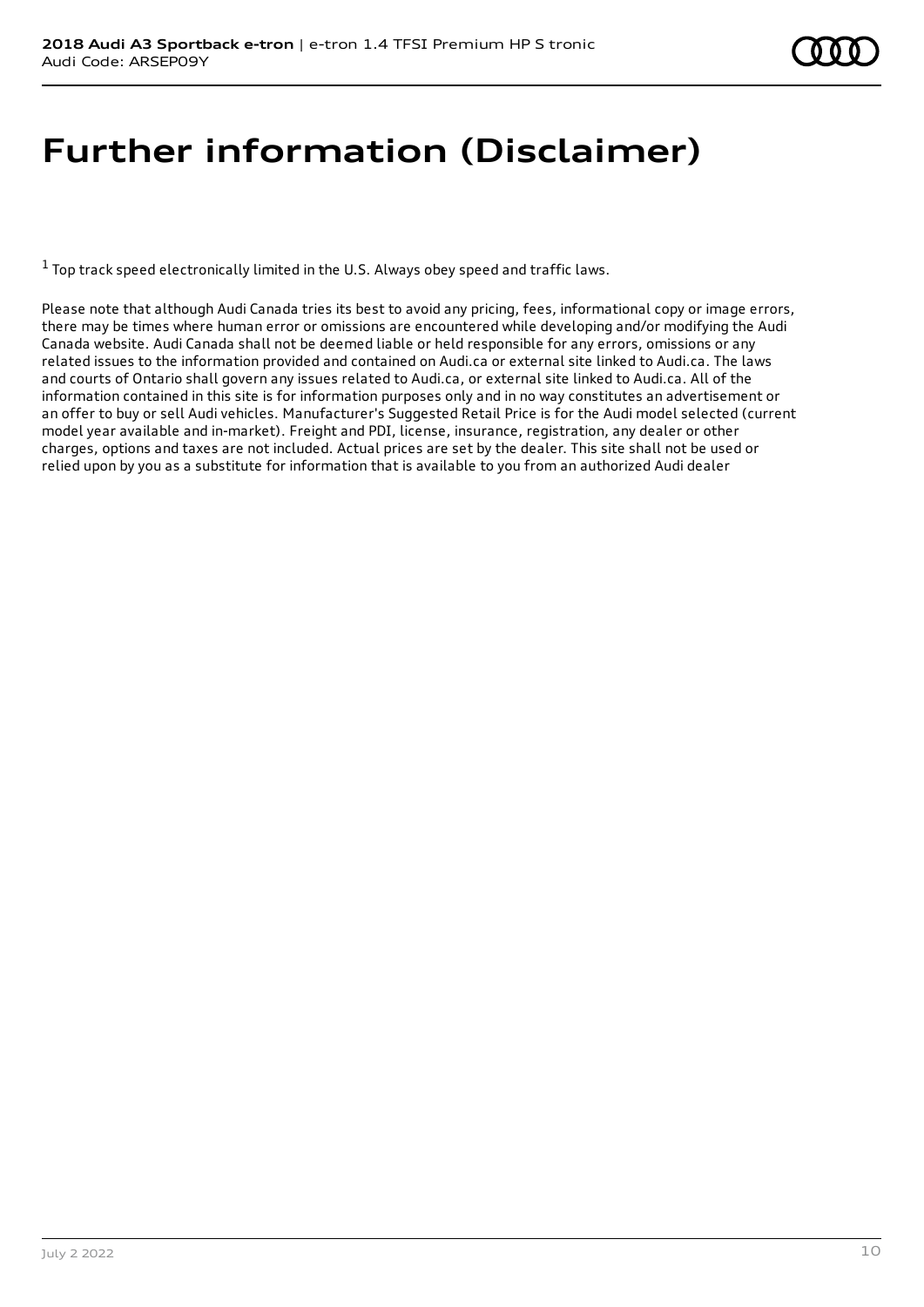# Further information (Disclaimer)

[1] Top track speed electronically limited in the U.S. Always obey speed and traffic laws.

Please note that although Audi Canada tries its best to avoid any pricing, fees, informational copy or image errors, there may be times where human error or omissions are encountered while developing and/or modifying the Audi Canada website. Audi Canada shall not be deemed liable or held responsible for any errors, omissions or any related issues to the information provided and contained on Audi.ca or external site linked to Audi.ca. The laws and courts of Ontario shall govern any issues related to Audi.ca, or external site linked to Audi.ca. All of the information contained in this site is for information purposes only and in no way constitutes an advertisement or an offer to buy or sell Audi vehicles. Manufacturer's Suggested Retail Price is for the Audi model selected (current model year available and in-market). Freight and PDI, license, insurance, registration, any dealer or other charges, options and taxes are not included. Actual prices are set by the dealer. This site shall not be used or relied upon by you as a substitute for information that is available to you from an authorized Audi dealer